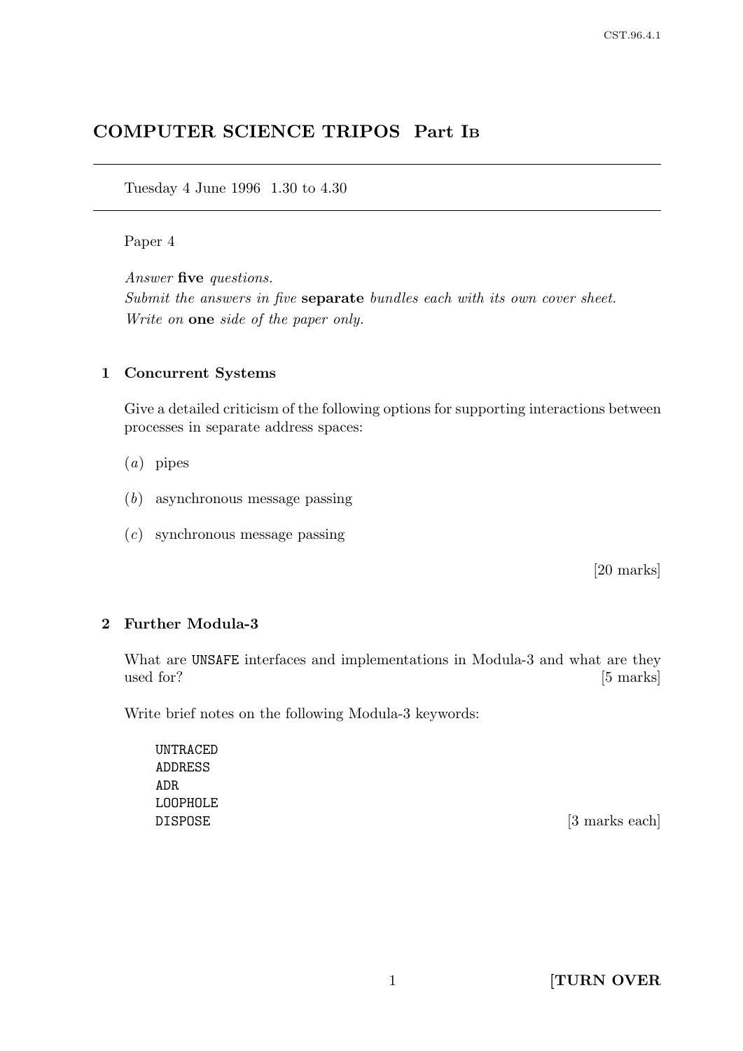# COMPUTER SCIENCE TRIPOS Part IB

Tuesday 4 June 1996 1.30 to 4.30

Paper 4

*Answer* **five** *questions.*
*Submit the answers in five* **separate** *bundles each with its own cover sheet.*
*Write on* **one** *side of the paper only.*

## 1 Concurrent Systems

Give a detailed criticism of the following options for supporting interactions between processes in separate address spaces:

(*a*) pipes

(*b*) asynchronous message passing

(*c*) synchronous message passing

[20 marks]

## 2 Further Modula-3

What are `UNSAFE` interfaces and implementations in Modula-3 and what are they used for? [5 marks]

Write brief notes on the following Modula-3 keywords:

```
UNTRACED
ADDRESS
ADR
LOOPHOLE
DISPOSE
```

[3 marks each]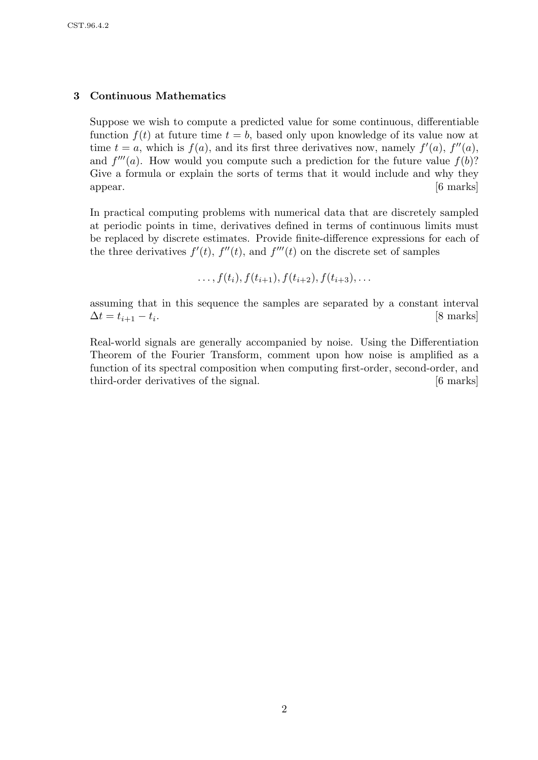## 3 Continuous Mathematics

Suppose we wish to compute a predicted value for some continuous, differentiable function $f(t)$ at future time $t = b$, based only upon knowledge of its value now at time $t = a$, which is $f(a)$, and its first three derivatives now, namely $f'(a)$, $f''(a)$, and $f'''(a)$. How would you compute such a prediction for the future value $f(b)$? Give a formula or explain the sorts of terms that it would include and why they appear. [6 marks]

In practical computing problems with numerical data that are discretely sampled at periodic points in time, derivatives defined in terms of continuous limits must be replaced by discrete estimates. Provide finite-difference expressions for each of the three derivatives $f'(t)$, $f''(t)$, and $f'''(t)$ on the discrete set of samples

$$\ldots, f(t_i), f(t_{i+1}), f(t_{i+2}), f(t_{i+3}), \ldots$$

assuming that in this sequence the samples are separated by a constant interval $\Delta t = t_{i+1} - t_i$. [8 marks]

Real-world signals are generally accompanied by noise. Using the Differentiation Theorem of the Fourier Transform, comment upon how noise is amplified as a function of its spectral composition when computing first-order, second-order, and third-order derivatives of the signal. [6 marks]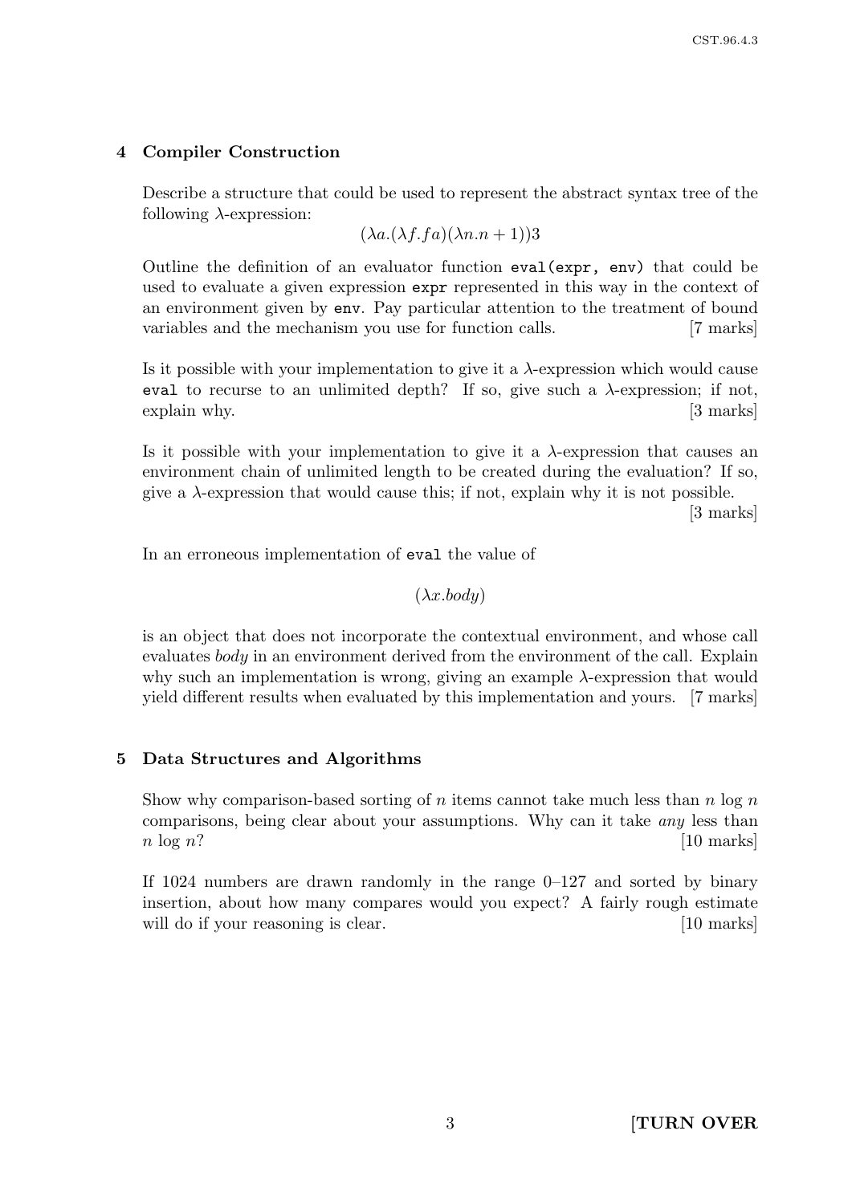## 4 Compiler Construction

Describe a structure that could be used to represent the abstract syntax tree of the following $\lambda$-expression:

$$(\lambda a.(\lambda f.fa)(\lambda n.n+1))3$$

Outline the definition of an evaluator function `eval(expr, env)` that could be used to evaluate a given expression `expr` represented in this way in the context of an environment given by `env`. Pay particular attention to the treatment of bound variables and the mechanism you use for function calls. [7 marks]

Is it possible with your implementation to give it a $\lambda$-expression which would cause `eval` to recurse to an unlimited depth? If so, give such a $\lambda$-expression; if not, explain why. [3 marks]

Is it possible with your implementation to give it a $\lambda$-expression that causes an environment chain of unlimited length to be created during the evaluation? If so, give a $\lambda$-expression that would cause this; if not, explain why it is not possible. [3 marks]

In an erroneous implementation of `eval` the value of

$$(\lambda x.body)$$

is an object that does not incorporate the contextual environment, and whose call evaluates *body* in an environment derived from the environment of the call. Explain why such an implementation is wrong, giving an example $\lambda$-expression that would yield different results when evaluated by this implementation and yours. [7 marks]

## 5 Data Structures and Algorithms

Show why comparison-based sorting of $n$ items cannot take much less than $n \log n$ comparisons, being clear about your assumptions. Why can it take *any* less than $n \log n$? [10 marks]

If 1024 numbers are drawn randomly in the range 0–127 and sorted by binary insertion, about how many compares would you expect? A fairly rough estimate will do if your reasoning is clear. [10 marks]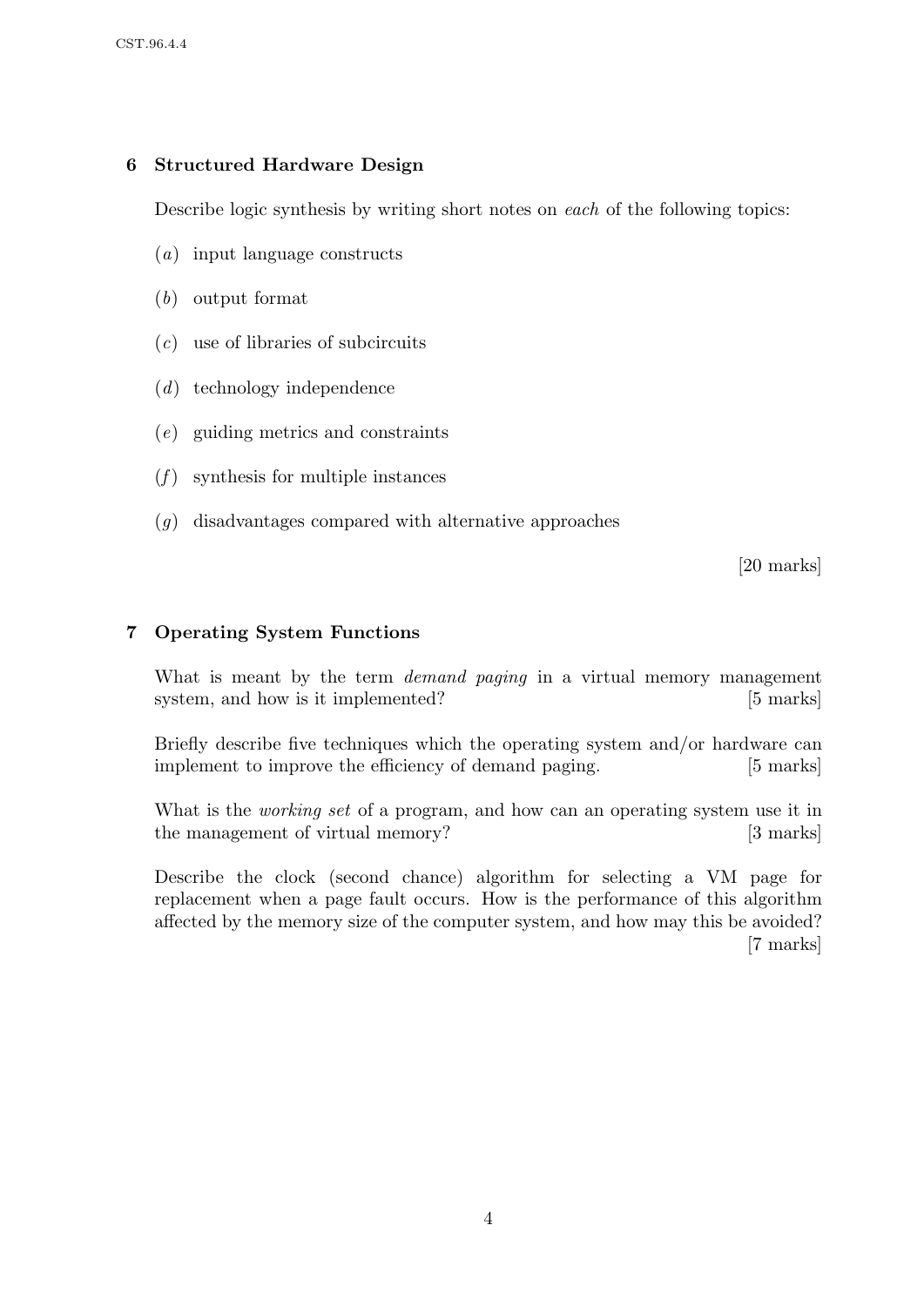## 6 Structured Hardware Design

Describe logic synthesis by writing short notes on *each* of the following topics:

(*a*) input language constructs

(*b*) output format

(*c*) use of libraries of subcircuits

(*d*) technology independence

(*e*) guiding metrics and constraints

(*f*) synthesis for multiple instances

(*g*) disadvantages compared with alternative approaches

[20 marks]

## 7 Operating System Functions

What is meant by the term *demand paging* in a virtual memory management system, and how is it implemented? [5 marks]

Briefly describe five techniques which the operating system and/or hardware can implement to improve the efficiency of demand paging. [5 marks]

What is the *working set* of a program, and how can an operating system use it in the management of virtual memory? [3 marks]

Describe the clock (second chance) algorithm for selecting a VM page for replacement when a page fault occurs. How is the performance of this algorithm affected by the memory size of the computer system, and how may this be avoided? [7 marks]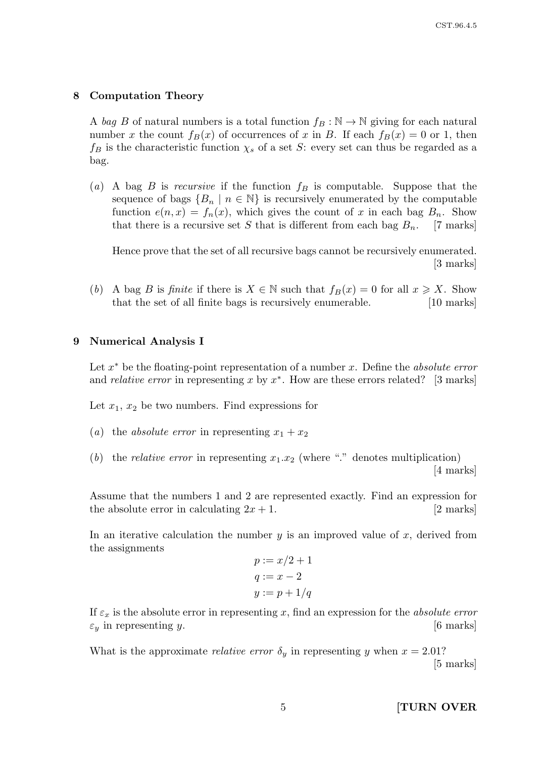## 8 Computation Theory

A *bag* $B$ of natural numbers is a total function $f_B : \mathbb{N} \to \mathbb{N}$ giving for each natural number $x$ the count $f_B(x)$ of occurrences of $x$ in $B$. If each $f_B(x) = 0$ or 1, then $f_B$ is the characteristic function $\chi_s$ of a set $S$: every set can thus be regarded as a bag.

(*a*) A bag $B$ is *recursive* if the function $f_B$ is computable. Suppose that the sequence of bags $\{B_n \mid n \in \mathbb{N}\}$ is recursively enumerated by the computable function $e(n, x) = f_n(x)$, which gives the count of $x$ in each bag $B_n$. Show that there is a recursive set $S$ that is different from each bag $B_n$. [7 marks]

Hence prove that the set of all recursive bags cannot be recursively enumerated. [3 marks]

(*b*) A bag $B$ is *finite* if there is $X \in \mathbb{N}$ such that $f_B(x) = 0$ for all $x \geqslant X$. Show that the set of all finite bags is recursively enumerable. [10 marks]

## 9 Numerical Analysis I

Let $x^*$ be the floating-point representation of a number $x$. Define the *absolute error* and *relative error* in representing $x$ by $x^*$. How are these errors related? [3 marks]

Let $x_1$, $x_2$ be two numbers. Find expressions for

(*a*) the *absolute error* in representing $x_1 + x_2$

(*b*) the *relative error* in representing $x_1.x_2$ (where "." denotes multiplication) [4 marks]

Assume that the numbers 1 and 2 are represented exactly. Find an expression for the absolute error in calculating $2x + 1$. [2 marks]

In an iterative calculation the number $y$ is an improved value of $x$, derived from the assignments

$$p := x/2 + 1$$
$$q := x - 2$$
$$y := p + 1/q$$

If $\varepsilon_x$ is the absolute error in representing $x$, find an expression for the *absolute error* $\varepsilon_y$ in representing $y$. [6 marks]

What is the approximate *relative error* $\delta_y$ in representing $y$ when $x = 2.01$? [5 marks]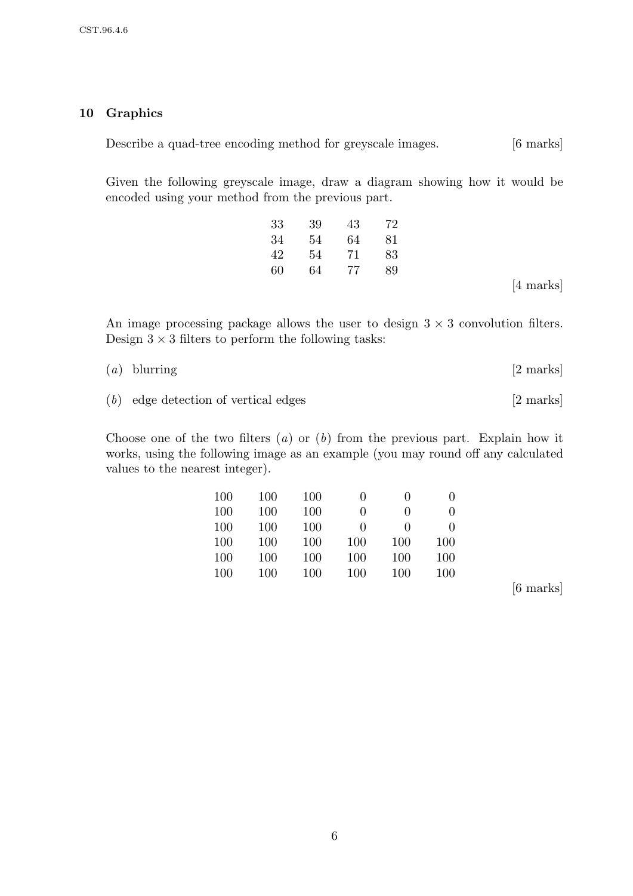## 10 Graphics

Describe a quad-tree encoding method for greyscale images. [6 marks]

Given the following greyscale image, draw a diagram showing how it would be encoded using your method from the previous part.

| | | | |
|---|---|---|---|
| 33 | 39 | 43 | 72 |
| 34 | 54 | 64 | 81 |
| 42 | 54 | 71 | 83 |
| 60 | 64 | 77 | 89 |

[4 marks]

An image processing package allows the user to design $3 \times 3$ convolution filters. Design $3 \times 3$ filters to perform the following tasks:

(*a*) blurring [2 marks]

(*b*) edge detection of vertical edges [2 marks]

Choose one of the two filters (*a*) or (*b*) from the previous part. Explain how it works, using the following image as an example (you may round off any calculated values to the nearest integer).

| | | | | | |
|---|---|---|---|---|---|
| 100 | 100 | 100 | 0 | 0 | 0 |
| 100 | 100 | 100 | 0 | 0 | 0 |
| 100 | 100 | 100 | 0 | 0 | 0 |
| 100 | 100 | 100 | 100 | 100 | 100 |
| 100 | 100 | 100 | 100 | 100 | 100 |
| 100 | 100 | 100 | 100 | 100 | 100 |

[6 marks]